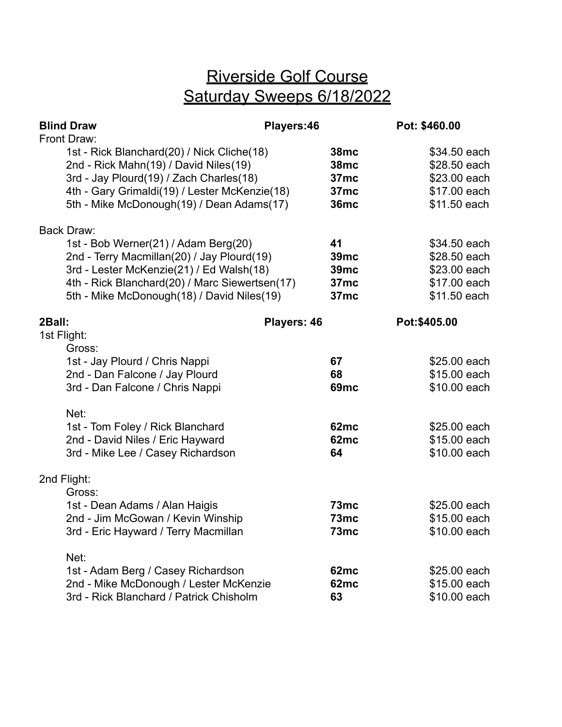# Riverside Golf Course
# Saturday Sweeps 6/18/2022

**Blind Draw** — **Players:46** — **Pot: $460.00**

Front Draw:

| Place | Team | Score | Payout |
|---|---|---|---|
| 1st | Rick Blanchard(20) / Nick Cliche(18) | **38mc** | $34.50 each |
| 2nd | Rick Mahn(19) / David Niles(19) | **38mc** | $28.50 each |
| 3rd | Jay Plourd(19) / Zach Charles(18) | **37mc** | $23.00 each |
| 4th | Gary Grimaldi(19) / Lester McKenzie(18) | **37mc** | $17.00 each |
| 5th | Mike McDonough(19) / Dean Adams(17) | **36mc** | $11.50 each |

Back Draw:

| Place | Team | Score | Payout |
|---|---|---|---|
| 1st | Bob Werner(21) / Adam Berg(20) | **41** | $34.50 each |
| 2nd | Terry Macmillan(20) / Jay Plourd(19) | **39mc** | $28.50 each |
| 3rd | Lester McKenzie(21) / Ed Walsh(18) | **39mc** | $23.00 each |
| 4th | Rick Blanchard(20) / Marc Siewertsen(17) | **37mc** | $17.00 each |
| 5th | Mike McDonough(18) / David Niles(19) | **37mc** | $11.50 each |

**2Ball:** — **Players: 46** — **Pot:$405.00**

1st Flight:

Gross:

| Place | Team | Score | Payout |
|---|---|---|---|
| 1st | Jay Plourd / Chris Nappi | **67** | $25.00 each |
| 2nd | Dan Falcone / Jay Plourd | **68** | $15.00 each |
| 3rd | Dan Falcone / Chris Nappi | **69mc** | $10.00 each |

Net:

| Place | Team | Score | Payout |
|---|---|---|---|
| 1st | Tom Foley / Rick Blanchard | **62mc** | $25.00 each |
| 2nd | David Niles / Eric Hayward | **62mc** | $15.00 each |
| 3rd | Mike Lee / Casey Richardson | **64** | $10.00 each |

2nd Flight:

Gross:

| Place | Team | Score | Payout |
|---|---|---|---|
| 1st | Dean Adams / Alan Haigis | **73mc** | $25.00 each |
| 2nd | Jim McGowan / Kevin Winship | **73mc** | $15.00 each |
| 3rd | Eric Hayward / Terry Macmillan | **73mc** | $10.00 each |

Net:

| Place | Team | Score | Payout |
|---|---|---|---|
| 1st | Adam Berg / Casey Richardson | **62mc** | $25.00 each |
| 2nd | Mike McDonough / Lester McKenzie | **62mc** | $15.00 each |
| 3rd | Rick Blanchard / Patrick Chisholm | **63** | $10.00 each |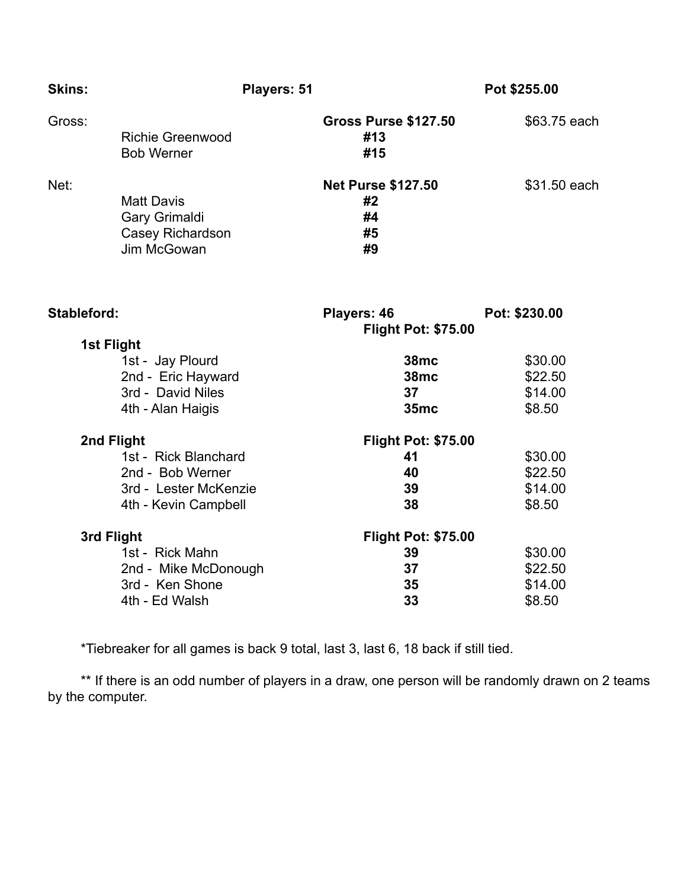| | | | |
|---|---|---|---|
| **Skins:** | **Players: 51** | | **Pot $255.00** |
| Gross: | | **Gross Purse $127.50** | $63.75 each |
| | Richie Greenwood | **#13** | |
| | Bob Werner | **#15** | |
| Net: | | **Net Purse $127.50** | $31.50 each |
| | Matt Davis | **#2** | |
| | Gary Grimaldi | **#4** | |
| | Casey Richardson | **#5** | |
| | Jim McGowan | **#9** | |

| | | |
|---|---|---|
| **Stableford:** | **Players: 46** | **Pot: $230.00** |
| | **Flight Pot: $75.00** | |
| **1st Flight** | | |
| 1st - Jay Plourd | **38mc** | $30.00 |
| 2nd - Eric Hayward | **38mc** | $22.50 |
| 3rd - David Niles | **37** | $14.00 |
| 4th - Alan Haigis | **35mc** | $8.50 |
| **2nd Flight** | **Flight Pot: $75.00** | |
| 1st - Rick Blanchard | **41** | $30.00 |
| 2nd - Bob Werner | **40** | $22.50 |
| 3rd - Lester McKenzie | **39** | $14.00 |
| 4th - Kevin Campbell | **38** | $8.50 |
| **3rd Flight** | **Flight Pot: $75.00** | |
| 1st - Rick Mahn | **39** | $30.00 |
| 2nd - Mike McDonough | **37** | $22.50 |
| 3rd - Ken Shone | **35** | $14.00 |
| 4th - Ed Walsh | **33** | $8.50 |

*Tiebreaker for all games is back 9 total, last 3, last 6, 18 back if still tied.

** If there is an odd number of players in a draw, one person will be randomly drawn on 2 teams by the computer.